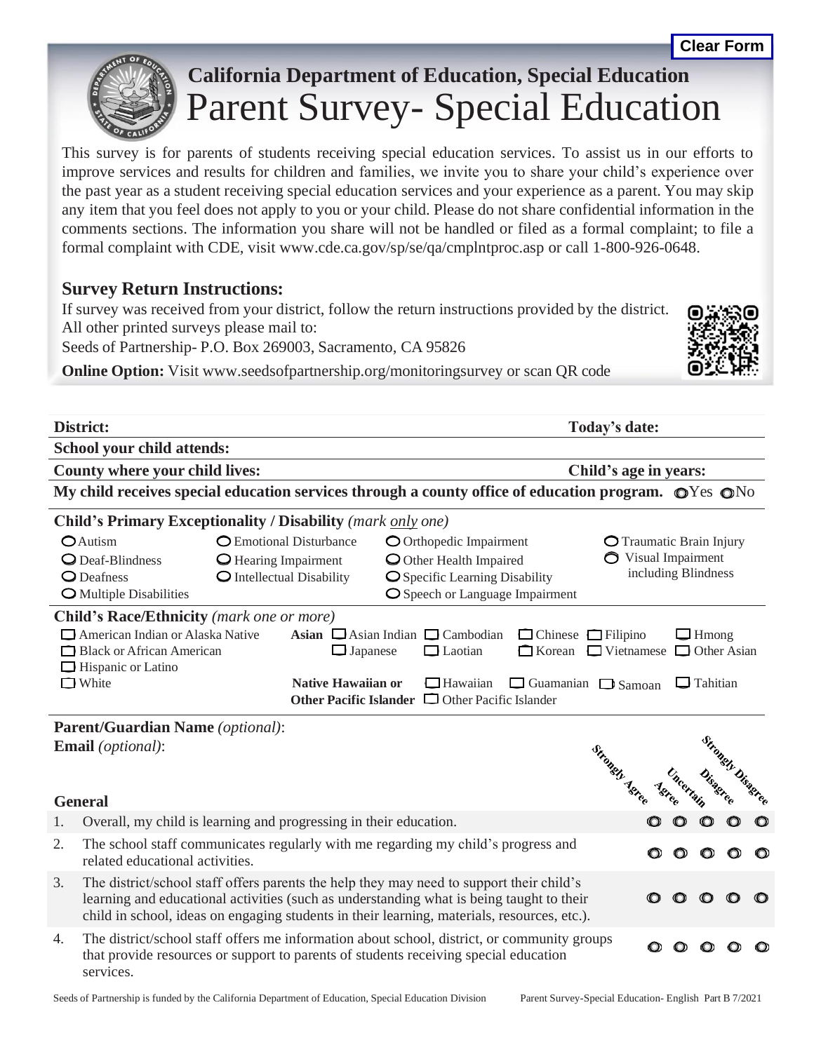Clear Form

# California Department of Education, Special Education

# Parent Survey- Special Education

This survey is for parents of students receiving special education services. To assist us in our efforts to improve services and results for children and families, we invite you to share your child's experience over the past year as a student receiving special education services and your experience as a parent. You may skip any item that you feel does not apply to you or your child. Please do not share confidential information in the comments sections. The information you share will not be handled or filed as a formal complaint; to file a formal complaint with CDE, visit www.cde.ca.gov/sp/se/qa/cmplntproc.asp or call 1-800-926-0648.

## Survey Return Instructions:

If survey was received from your district, follow the return instructions provided by the district.
All other printed surveys please mail to:
Seeds of Partnership- P.O. Box 269003, Sacramento, CA 95826

**Online Option:** Visit www.seedsofpartnership.org/monitoringsurvey or scan QR code

**District:** **Today's date:**

**School your child attends:**

**County where your child lives:** **Child's age in years:**

**My child receives special education services through a county office of education program.** ○ Yes ○ No

**Child's Primary Exceptionality / Disability** *(mark only one)*

- ○ Autism
- ○ Deaf-Blindness
- ○ Deafness
- ○ Multiple Disabilities
- ○ Emotional Disturbance
- ○ Hearing Impairment
- ○ Intellectual Disability
- ○ Orthopedic Impairment
- ○ Other Health Impaired
- ○ Specific Learning Disability
- ○ Speech or Language Impairment
- ○ Traumatic Brain Injury
- ○ Visual Impairment including Blindness

**Child's Race/Ethnicity** *(mark one or more)*

- ☐ American Indian or Alaska Native
- ☐ Black or African American
- ☐ Hispanic or Latino
- ☐ White

**Asian** ☐ Asian Indian ☐ Cambodian ☐ Chinese ☐ Filipino ☐ Hmong ☐ Japanese ☐ Laotian ☐ Korean ☐ Vietnamese ☐ Other Asian

**Native Hawaiian or Other Pacific Islander** ☐ Hawaiian ☐ Guamanian ☐ Samoan ☐ Tahitian ☐ Other Pacific Islander

**Parent/Guardian Name** *(optional)*:

**Email** *(optional)*:

### General

| | | Strongly Agree | Agree | Uncertain | Disagree | Strongly Disagree |
|---|---|---|---|---|---|---|
| 1. | Overall, my child is learning and progressing in their education. | ○ | ○ | ○ | ○ | ○ |
| 2. | The school staff communicates regularly with me regarding my child's progress and related educational activities. | ○ | ○ | ○ | ○ | ○ |
| 3. | The district/school staff offers parents the help they may need to support their child's learning and educational activities (such as understanding what is being taught to their child in school, ideas on engaging students in their learning, materials, resources, etc.). | ○ | ○ | ○ | ○ | ○ |
| 4. | The district/school staff offers me information about school, district, or community groups that provide resources or support to parents of students receiving special education services. | ○ | ○ | ○ | ○ | ○ |

Seeds of Partnership is funded by the California Department of Education, Special Education Division

Parent Survey-Special Education- English Part B 7/2021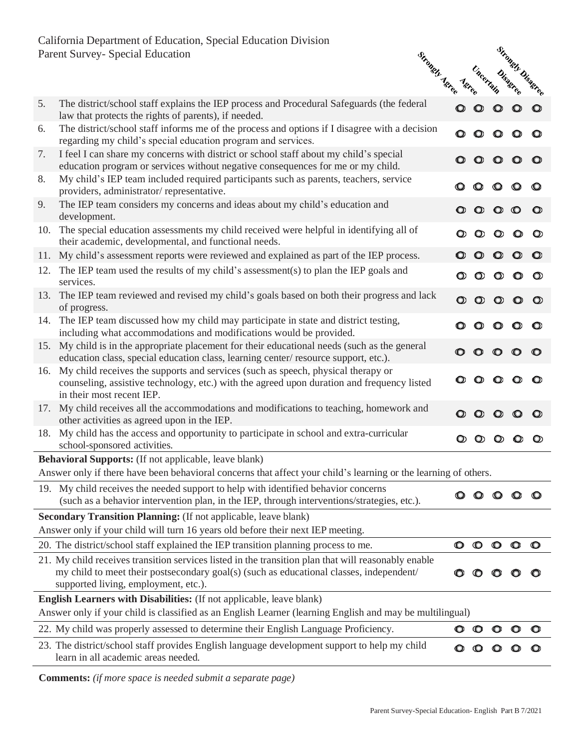California Department of Education, Special Education Division
Parent Survey- Special Education

| | | Strongly Agree | Agree | Uncertain | Disagree | Strongly Disagree |
|---|---|---|---|---|---|---|
| 5. | The district/school staff explains the IEP process and Procedural Safeguards (the federal law that protects the rights of parents), if needed. | O | O | O | O | O |
| 6. | The district/school staff informs me of the process and options if I disagree with a decision regarding my child's special education program and services. | O | O | O | O | O |
| 7. | I feel I can share my concerns with district or school staff about my child's special education program or services without negative consequences for me or my child. | O | O | O | O | O |
| 8. | My child's IEP team included required participants such as parents, teachers, service providers, administrator/ representative. | O | O | O | O | O |
| 9. | The IEP team considers my concerns and ideas about my child's education and development. | O | O | O | O | O |
| 10. | The special education assessments my child received were helpful in identifying all of their academic, developmental, and functional needs. | O | O | O | O | O |
| 11. | My child's assessment reports were reviewed and explained as part of the IEP process. | O | O | O | O | O |
| 12. | The IEP team used the results of my child's assessment(s) to plan the IEP goals and services. | O | O | O | O | O |
| 13. | The IEP team reviewed and revised my child's goals based on both their progress and lack of progress. | O | O | O | O | O |
| 14. | The IEP team discussed how my child may participate in state and district testing, including what accommodations and modifications would be provided. | O | O | O | O | O |
| 15. | My child is in the appropriate placement for their educational needs (such as the general education class, special education class, learning center/ resource support, etc.). | O | O | O | O | O |
| 16. | My child receives the supports and services (such as speech, physical therapy or counseling, assistive technology, etc.) with the agreed upon duration and frequency listed in their most recent IEP. | O | O | O | O | O |
| 17. | My child receives all the accommodations and modifications to teaching, homework and other activities as agreed upon in the IEP. | O | O | O | O | O |
| 18. | My child has the access and opportunity to participate in school and extra-curricular school-sponsored activities. | O | O | O | O | O |

**Behavioral Supports:** (If not applicable, leave blank)

Answer only if there have been behavioral concerns that affect your child's learning or the learning of others.

| | | Strongly Agree | Agree | Uncertain | Disagree | Strongly Disagree |
|---|---|---|---|---|---|---|
| 19. | My child receives the needed support to help with identified behavior concerns (such as a behavior intervention plan, in the IEP, through interventions/strategies, etc.). | O | O | O | O | O |

**Secondary Transition Planning:** (If not applicable, leave blank)

Answer only if your child will turn 16 years old before their next IEP meeting.

| | | Strongly Agree | Agree | Uncertain | Disagree | Strongly Disagree |
|---|---|---|---|---|---|---|
| 20. | The district/school staff explained the IEP transition planning process to me. | O | O | O | O | O |
| 21. | My child receives transition services listed in the transition plan that will reasonably enable my child to meet their postsecondary goal(s) (such as educational classes, independent/ supported living, employment, etc.). | O | O | O | O | O |

**English Learners with Disabilities:** (If not applicable, leave blank)

Answer only if your child is classified as an English Learner (learning English and may be multilingual)

| | | Strongly Agree | Agree | Uncertain | Disagree | Strongly Disagree |
|---|---|---|---|---|---|---|
| 22. | My child was properly assessed to determine their English Language Proficiency. | O | O | O | O | O |
| 23. | The district/school staff provides English language development support to help my child learn in all academic areas needed. | O | O | O | O | O |

**Comments:** *(if more space is needed submit a separate page)*

Parent Survey-Special Education- English Part B 7/2021